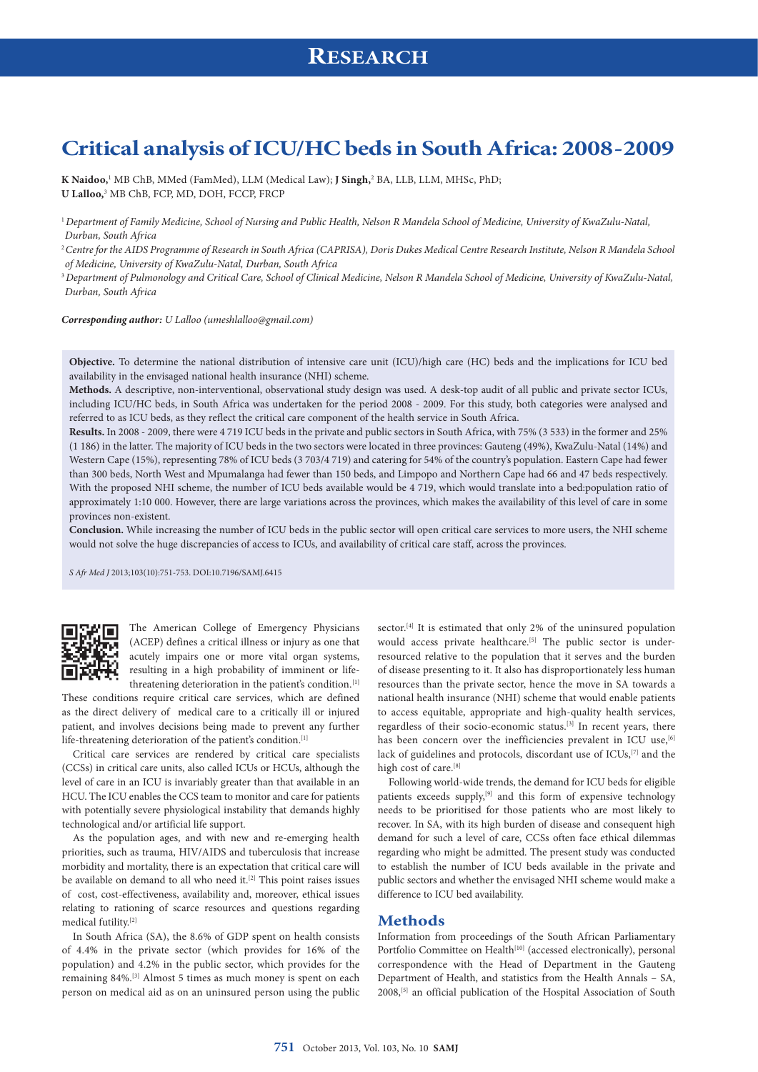# Critical analysis of ICU/HC beds in South Africa: 2008 - 2009

**K Naidoo,**[1] MB ChB, MMed (FamMed), LLM (Medical Law); **J Singh,**[2] BA, LLB, LLM, MHSc, PhD;
**U Lalloo,**[3] MB ChB, FCP, MD, DOH, FCCP, FRCP

[1] *Department of Family Medicine, School of Nursing and Public Health, Nelson R Mandela School of Medicine, University of KwaZulu-Natal, Durban, South Africa*

[2] *Centre for the AIDS Programme of Research in South Africa (CAPRISA), Doris Dukes Medical Centre Research Institute, Nelson R Mandela School of Medicine, University of KwaZulu-Natal, Durban, South Africa*

[3] *Department of Pulmonology and Critical Care, School of Clinical Medicine, Nelson R Mandela School of Medicine, University of KwaZulu-Natal, Durban, South Africa*

***Corresponding author:*** *U Lalloo (umeshlalloo@gmail.com)*

**Objective.** To determine the national distribution of intensive care unit (ICU)/high care (HC) beds and the implications for ICU bed availability in the envisaged national health insurance (NHI) scheme.

**Methods.** A descriptive, non-interventional, observational study design was used. A desk-top audit of all public and private sector ICUs, including ICU/HC beds, in South Africa was undertaken for the period 2008 - 2009. For this study, both categories were analysed and referred to as ICU beds, as they reflect the critical care component of the health service in South Africa.

**Results.** In 2008 - 2009, there were 4 719 ICU beds in the private and public sectors in South Africa, with 75% (3 533) in the former and 25% (1 186) in the latter. The majority of ICU beds in the two sectors were located in three provinces: Gauteng (49%), KwaZulu-Natal (14%) and Western Cape (15%), representing 78% of ICU beds (3 703/4 719) and catering for 54% of the country's population. Eastern Cape had fewer than 300 beds, North West and Mpumalanga had fewer than 150 beds, and Limpopo and Northern Cape had 66 and 47 beds respectively. With the proposed NHI scheme, the number of ICU beds available would be 4 719, which would translate into a bed:population ratio of approximately 1:10 000. However, there are large variations across the provinces, which makes the availability of this level of care in some provinces non-existent.

**Conclusion.** While increasing the number of ICU beds in the public sector will open critical care services to more users, the NHI scheme would not solve the huge discrepancies of access to ICUs, and availability of critical care staff, across the provinces.

*S Afr Med J* 2013;103(10):751-753. DOI:10.7196/SAMJ.6415

The American College of Emergency Physicians (ACEP) defines a critical illness or injury as one that acutely impairs one or more vital organ systems, resulting in a high probability of imminent or life-threatening deterioration in the patient's condition.[1] These conditions require critical care services, which are defined as the direct delivery of medical care to a critically ill or injured patient, and involves decisions being made to prevent any further life-threatening deterioration of the patient's condition.[1]

Critical care services are rendered by critical care specialists (CCSs) in critical care units, also called ICUs or HCUs, although the level of care in an ICU is invariably greater than that available in an HCU. The ICU enables the CCS team to monitor and care for patients with potentially severe physiological instability that demands highly technological and/or artificial life support.

As the population ages, and with new and re-emerging health priorities, such as trauma, HIV/AIDS and tuberculosis that increase morbidity and mortality, there is an expectation that critical care will be available on demand to all who need it.[2] This point raises issues of cost, cost-effectiveness, availability and, moreover, ethical issues relating to rationing of scarce resources and questions regarding medical futility.[2]

In South Africa (SA), the 8.6% of GDP spent on health consists of 4.4% in the private sector (which provides for 16% of the population) and 4.2% in the public sector, which provides for the remaining 84%.[3] Almost 5 times as much money is spent on each person on medical aid as on an uninsured person using the public sector.[4] It is estimated that only 2% of the uninsured population would access private healthcare.[5] The public sector is under-resourced relative to the population that it serves and the burden of disease presenting to it. It also has disproportionately less human resources than the private sector, hence the move in SA towards a national health insurance (NHI) scheme that would enable patients to access equitable, appropriate and high-quality health services, regardless of their socio-economic status.[3] In recent years, there has been concern over the inefficiencies prevalent in ICU use,[6] lack of guidelines and protocols, discordant use of ICUs,[7] and the high cost of care.[8]

Following world-wide trends, the demand for ICU beds for eligible patients exceeds supply,[9] and this form of expensive technology needs to be prioritised for those patients who are most likely to recover. In SA, with its high burden of disease and consequent high demand for such a level of care, CCSs often face ethical dilemmas regarding who might be admitted. The present study was conducted to establish the number of ICU beds available in the private and public sectors and whether the envisaged NHI scheme would make a difference to ICU bed availability.

## Methods

Information from proceedings of the South African Parliamentary Portfolio Committee on Health[10] (accessed electronically), personal correspondence with the Head of Department in the Gauteng Department of Health, and statistics from the Health Annals – SA, 2008,[5] an official publication of the Hospital Association of South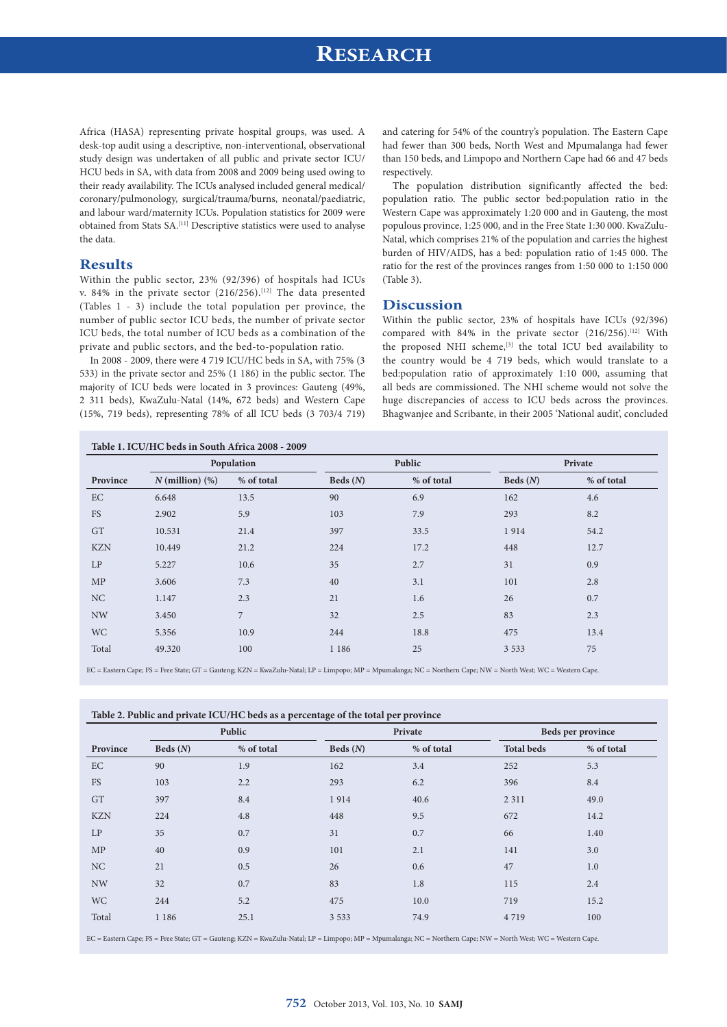Africa (HASA) representing private hospital groups, was used. A desk-top audit using a descriptive, non-interventional, observational study design was undertaken of all public and private sector ICU/HCU beds in SA, with data from 2008 and 2009 being used owing to their ready availability. The ICUs analysed included general medical/coronary/pulmonology, surgical/trauma/burns, neonatal/paediatric, and labour ward/maternity ICUs. Population statistics for 2009 were obtained from Stats SA.[11] Descriptive statistics were used to analyse the data.

## Results

Within the public sector, 23% (92/396) of hospitals had ICUs v. 84% in the private sector (216/256).[12] The data presented (Tables 1 - 3) include the total population per province, the number of public sector ICU beds, the number of private sector ICU beds, the total number of ICU beds as a combination of the private and public sectors, and the bed-to-population ratio.

In 2008 - 2009, there were 4 719 ICU/HC beds in SA, with 75% (3 533) in the private sector and 25% (1 186) in the public sector. The majority of ICU beds were located in 3 provinces: Gauteng (49%, 2 311 beds), KwaZulu-Natal (14%, 672 beds) and Western Cape (15%, 719 beds), representing 78% of all ICU beds (3 703/4 719) and catering for 54% of the country's population. The Eastern Cape had fewer than 300 beds, North West and Mpumalanga had fewer than 150 beds, and Limpopo and Northern Cape had 66 and 47 beds respectively.

The population distribution significantly affected the bed: population ratio. The public sector bed:population ratio in the Western Cape was approximately 1:20 000 and in Gauteng, the most populous province, 1:25 000, and in the Free State 1:30 000. KwaZulu-Natal, which comprises 21% of the population and carries the highest burden of HIV/AIDS, has a bed: population ratio of 1:45 000. The ratio for the rest of the provinces ranges from 1:50 000 to 1:150 000 (Table 3).

## Discussion

Within the public sector, 23% of hospitals have ICUs (92/396) compared with 84% in the private sector (216/256).[12] With the proposed NHI scheme,[3] the total ICU bed availability to the country would be 4 719 beds, which would translate to a bed:population ratio of approximately 1:10 000, assuming that all beds are commissioned. The NHI scheme would not solve the huge discrepancies of access to ICU beds across the provinces. Bhagwanjee and Scribante, in their 2005 'National audit', concluded

**Table 1. ICU/HC beds in South Africa 2008 - 2009**

| | Population | | Public | | Private | |
|---|---|---|---|---|---|---|
| Province | *N* (million) (%) | % of total | Beds (*N*) | % of total | Beds (*N*) | % of total |
| EC | 6.648 | 13.5 | 90 | 6.9 | 162 | 4.6 |
| FS | 2.902 | 5.9 | 103 | 7.9 | 293 | 8.2 |
| GT | 10.531 | 21.4 | 397 | 33.5 | 1 914 | 54.2 |
| KZN | 10.449 | 21.2 | 224 | 17.2 | 448 | 12.7 |
| LP | 5.227 | 10.6 | 35 | 2.7 | 31 | 0.9 |
| MP | 3.606 | 7.3 | 40 | 3.1 | 101 | 2.8 |
| NC | 1.147 | 2.3 | 21 | 1.6 | 26 | 0.7 |
| NW | 3.450 | 7 | 32 | 2.5 | 83 | 2.3 |
| WC | 5.356 | 10.9 | 244 | 18.8 | 475 | 13.4 |
| Total | 49.320 | 100 | 1 186 | 25 | 3 533 | 75 |

EC = Eastern Cape; FS = Free State; GT = Gauteng; KZN = KwaZulu-Natal; LP = Limpopo; MP = Mpumalanga; NC = Northern Cape; NW = North West; WC = Western Cape.

**Table 2. Public and private ICU/HC beds as a percentage of the total per province**

| | Public | | Private | | Beds per province | |
|---|---|---|---|---|---|---|
| Province | Beds (*N*) | % of total | Beds (*N*) | % of total | Total beds | % of total |
| EC | 90 | 1.9 | 162 | 3.4 | 252 | 5.3 |
| FS | 103 | 2.2 | 293 | 6.2 | 396 | 8.4 |
| GT | 397 | 8.4 | 1 914 | 40.6 | 2 311 | 49.0 |
| KZN | 224 | 4.8 | 448 | 9.5 | 672 | 14.2 |
| LP | 35 | 0.7 | 31 | 0.7 | 66 | 1.40 |
| MP | 40 | 0.9 | 101 | 2.1 | 141 | 3.0 |
| NC | 21 | 0.5 | 26 | 0.6 | 47 | 1.0 |
| NW | 32 | 0.7 | 83 | 1.8 | 115 | 2.4 |
| WC | 244 | 5.2 | 475 | 10.0 | 719 | 15.2 |
| Total | 1 186 | 25.1 | 3 533 | 74.9 | 4 719 | 100 |

EC = Eastern Cape; FS = Free State; GT = Gauteng; KZN = KwaZulu-Natal; LP = Limpopo; MP = Mpumalanga; NC = Northern Cape; NW = North West; WC = Western Cape.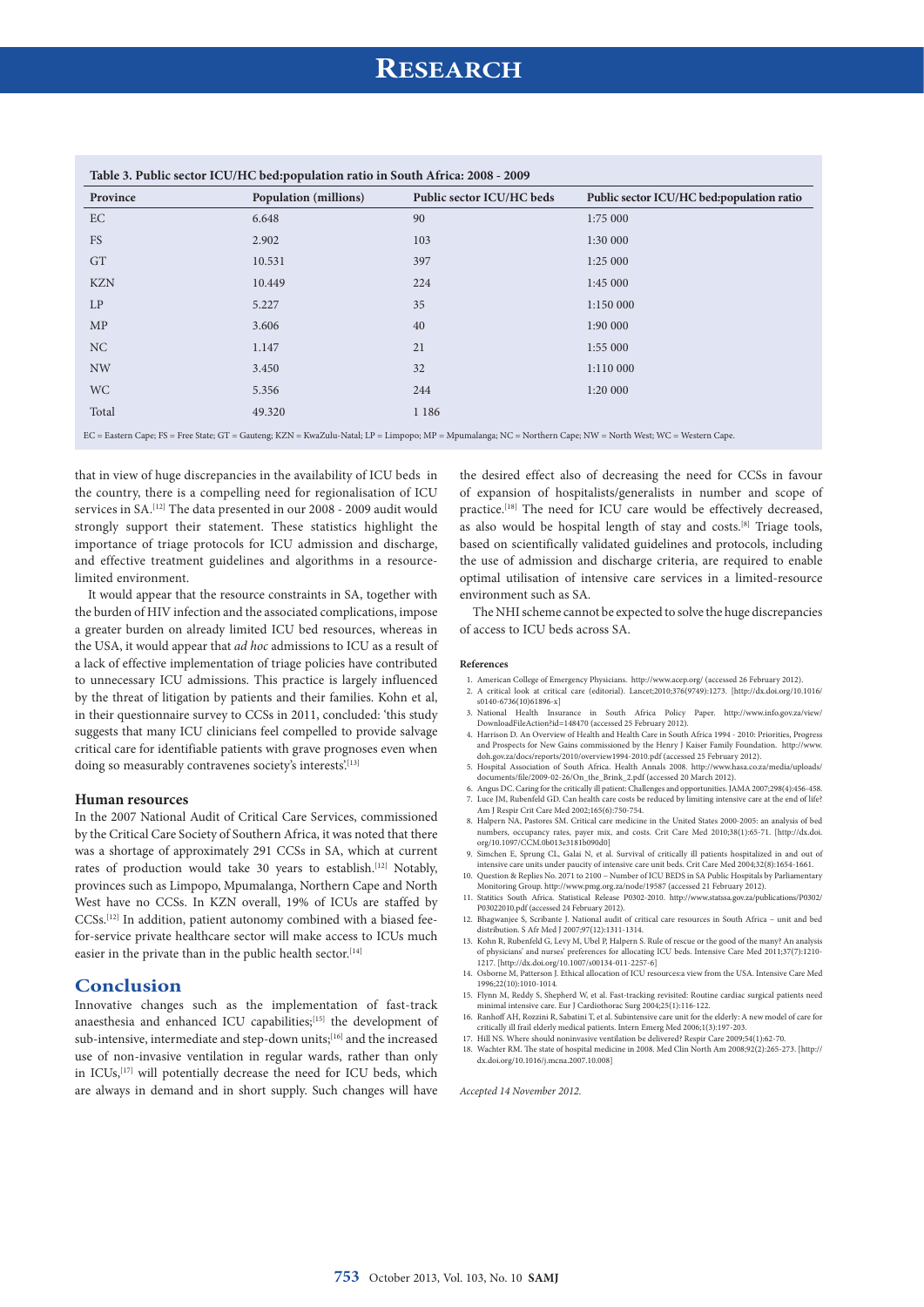**Table 3. Public sector ICU/HC bed:population ratio in South Africa: 2008 - 2009**

| Province | Population (millions) | Public sector ICU/HC beds | Public sector ICU/HC bed:population ratio |
|---|---|---|---|
| EC | 6.648 | 90 | 1:75 000 |
| FS | 2.902 | 103 | 1:30 000 |
| GT | 10.531 | 397 | 1:25 000 |
| KZN | 10.449 | 224 | 1:45 000 |
| LP | 5.227 | 35 | 1:150 000 |
| MP | 3.606 | 40 | 1:90 000 |
| NC | 1.147 | 21 | 1:55 000 |
| NW | 3.450 | 32 | 1:110 000 |
| WC | 5.356 | 244 | 1:20 000 |
| Total | 49.320 | 1 186 | |

EC = Eastern Cape; FS = Free State; GT = Gauteng; KZN = KwaZulu-Natal; LP = Limpopo; MP = Mpumalanga; NC = Northern Cape; NW = North West; WC = Western Cape.

that in view of huge discrepancies in the availability of ICU beds in the country, there is a compelling need for regionalisation of ICU services in SA.[12] The data presented in our 2008 - 2009 audit would strongly support their statement. These statistics highlight the importance of triage protocols for ICU admission and discharge, and effective treatment guidelines and algorithms in a resource-limited environment.

It would appear that the resource constraints in SA, together with the burden of HIV infection and the associated complications, impose a greater burden on already limited ICU bed resources, whereas in the USA, it would appear that *ad hoc* admissions to ICU as a result of a lack of effective implementation of triage policies have contributed to unnecessary ICU admissions. This practice is largely influenced by the threat of litigation by patients and their families. Kohn et al, in their questionnaire survey to CCSs in 2011, concluded: 'this study suggests that many ICU clinicians feel compelled to provide salvage critical care for identifiable patients with grave prognoses even when doing so measurably contravenes society's interests.'[13]

### Human resources

In the 2007 National Audit of Critical Care Services, commissioned by the Critical Care Society of Southern Africa, it was noted that there was a shortage of approximately 291 CCSs in SA, which at current rates of production would take 30 years to establish.[12] Notably, provinces such as Limpopo, Mpumalanga, Northern Cape and North West have no CCSs. In KZN overall, 19% of ICUs are staffed by CCSs.[12] In addition, patient autonomy combined with a biased fee-for-service private healthcare sector will make access to ICUs much easier in the private than in the public health sector.[14]

## Conclusion

Innovative changes such as the implementation of fast-track anaesthesia and enhanced ICU capabilities;[15] the development of sub-intensive, intermediate and step-down units;[16] and the increased use of non-invasive ventilation in regular wards, rather than only in ICUs,[17] will potentially decrease the need for ICU beds, which are always in demand and in short supply. Such changes will have the desired effect also of decreasing the need for CCSs in favour of expansion of hospitalists/generalists in number and scope of practice.[18] The need for ICU care would be effectively decreased, as also would be hospital length of stay and costs.[8] Triage tools, based on scientifically validated guidelines and protocols, including the use of admission and discharge criteria, are required to enable optimal utilisation of intensive care services in a limited-resource environment such as SA.

The NHI scheme cannot be expected to solve the huge discrepancies of access to ICU beds across SA.

#### References

1. American College of Emergency Physicians. http://www.acep.org/ (accessed 26 February 2012).
2. A critical look at critical care (editorial). Lancet;2010;376(9749):1273. [http://dx.doi.org/10.1016/s0140-6736(10)61896-x]
3. National Health Insurance in South Africa Policy Paper. http://www.info.gov.za/view/DownloadFileAction?id=148470 (accessed 25 February 2012).
4. Harrison D. An Overview of Health and Health Care in South Africa 1994 - 2010: Priorities, Progress and Prospects for New Gains commissioned by the Henry J Kaiser Family Foundation. http://www.doh.gov.za/docs/reports/2010/overview1994-2010.pdf (accessed 25 February 2012).
5. Hospital Association of South Africa. Health Annals 2008. http://www.hasa.co.za/media/uploads/documents/file/2009-02-26/On_the_Brink_2.pdf (accessed 20 March 2012).
6. Angus DC. Caring for the critically ill patient: Challenges and opportunities. JAMA 2007;298(4):456-458.
7. Luce JM, Rubenfeld GD. Can health care costs be reduced by limiting intensive care at the end of life? Am J Respir Crit Care Med 2002;165(6):750-754.
8. Halpern NA, Pastores SM. Critical care medicine in the United States 2000-2005: an analysis of bed numbers, occupancy rates, payer mix, and costs. Crit Care Med 2010;38(1):65-71. [http://dx.doi.org/10.1097/CCM.0b013e3181b090d0]
9. Simchen E, Sprung CL, Galai N, et al. Survival of critically ill patients hospitalized in and out of intensive care units under paucity of intensive care unit beds. Crit Care Med 2004;32(8):1654-1661.
10. Question & Replies No. 2071 to 2100 – Number of ICU BEDS in SA Public Hospitals by Parliamentary Monitoring Group. http://www.pmg.org.za/node/19587 (accessed 21 February 2012).
11. Statitics South Africa. Statistical Release P0302-2010. http://www.statssa.gov.za/publications/P0302/P03022010.pdf (accessed 24 February 2012).
12. Bhagwanjee S, Scribante J. National audit of critical care resources in South Africa – unit and bed distribution. S Afr Med J 2007;97(12):1311-1314.
13. Kohn R, Rubenfeld G, Levy M, Ubel P, Halpern S. Rule of rescue or the good of the many? An analysis of physicians' and nurses' preferences for allocating ICU beds. Intensive Care Med 2011;37(7):1210-1217. [http://dx.doi.org/10.1007/s00134-011-2257-6]
14. Osborne M, Patterson J. Ethical allocation of ICU resources:a view from the USA. Intensive Care Med 1996;22(10):1010-1014.
15. Flynn M, Reddy S, Shepherd W, et al. Fast-tracking revisited: Routine cardiac surgical patients need minimal intensive care. Eur J Cardiothorac Surg 2004;25(1):116-122.
16. Ranhoff AH, Rozzini R, Sabatini T, et al. Subintensive care unit for the elderly: A new model of care for critically ill frail elderly medical patients. Intern Emerg Med 2006;1(3):197-203.
17. Hill NS. Where should noninvasive ventilation be delivered? Respir Care 2009;54(1):62-70.
18. Wachter RM. The state of hospital medicine in 2008. Med Clin North Am 2008;92(2):265-273. [http://dx.doi.org/10.1016/j.mcna.2007.10.008]

*Accepted 14 November 2012.*